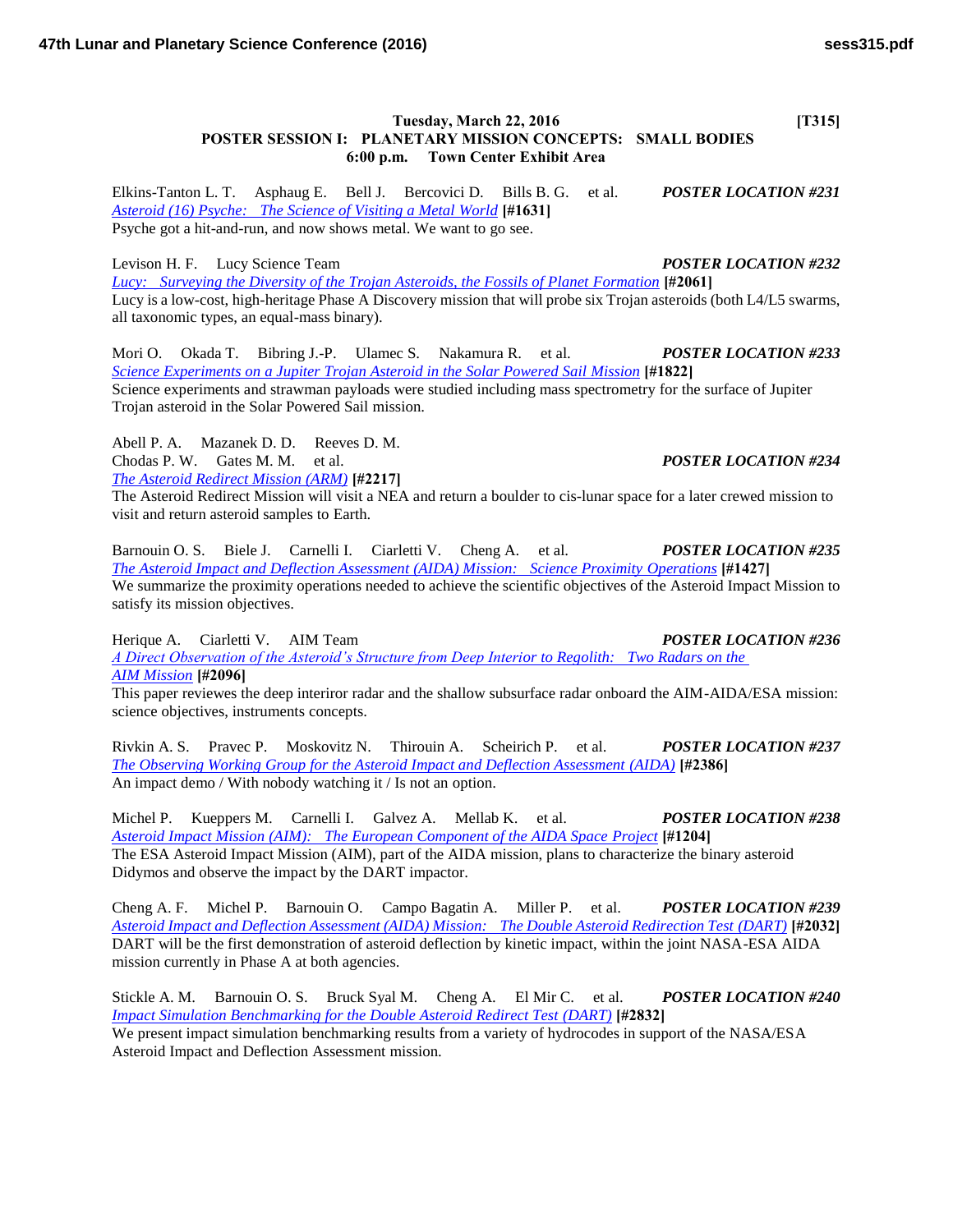**Tuesday, March 22, 2016 [T315]**

## POSTER SESSION I: PLANETARY MISSION CONCEPTS: SMALL BODIES

**6:00 p.m. Town Center Exhibit Area**

Elkins-Tanton L. T. Asphaug E. Bell J. Bercovici D. Bills B. G. et al. ***POSTER LOCATION #231***
*Asteroid (16) Psyche: The Science of Visiting a Metal World* **[#1631]**
Psyche got a hit-and-run, and now shows metal. We want to go see.

Levison H. F. Lucy Science Team ***POSTER LOCATION #232***
*Lucy: Surveying the Diversity of the Trojan Asteroids, the Fossils of Planet Formation* **[#2061]**
Lucy is a low-cost, high-heritage Phase A Discovery mission that will probe six Trojan asteroids (both L4/L5 swarms, all taxonomic types, an equal-mass binary).

Mori O. Okada T. Bibring J.-P. Ulamec S. Nakamura R. et al. ***POSTER LOCATION #233***
*Science Experiments on a Jupiter Trojan Asteroid in the Solar Powered Sail Mission* **[#1822]**
Science experiments and strawman payloads were studied including mass spectrometry for the surface of Jupiter Trojan asteroid in the Solar Powered Sail mission.

Abell P. A. Mazanek D. D. Reeves D. M.
Chodas P. W. Gates M. M. et al. ***POSTER LOCATION #234***
*The Asteroid Redirect Mission (ARM)* **[#2217]**
The Asteroid Redirect Mission will visit a NEA and return a boulder to cis-lunar space for a later crewed mission to visit and return asteroid samples to Earth.

Barnouin O. S. Biele J. Carnelli I. Ciarletti V. Cheng A. et al. ***POSTER LOCATION #235***
*The Asteroid Impact and Deflection Assessment (AIDA) Mission: Science Proximity Operations* **[#1427]**
We summarize the proximity operations needed to achieve the scientific objectives of the Asteroid Impact Mission to satisfy its mission objectives.

Herique A. Ciarletti V. AIM Team ***POSTER LOCATION #236***
*A Direct Observation of the Asteroid's Structure from Deep Interior to Regolith: Two Radars on the AIM Mission* **[#2096]**
This paper reviewes the deep interiror radar and the shallow subsurface radar onboard the AIM-AIDA/ESA mission: science objectives, instruments concepts.

Rivkin A. S. Pravec P. Moskovitz N. Thirouin A. Scheirich P. et al. ***POSTER LOCATION #237***
*The Observing Working Group for the Asteroid Impact and Deflection Assessment (AIDA)* **[#2386]**
An impact demo / With nobody watching it / Is not an option.

Michel P. Kueppers M. Carnelli I. Galvez A. Mellab K. et al. ***POSTER LOCATION #238***
*Asteroid Impact Mission (AIM): The European Component of the AIDA Space Project* **[#1204]**
The ESA Asteroid Impact Mission (AIM), part of the AIDA mission, plans to characterize the binary asteroid Didymos and observe the impact by the DART impactor.

Cheng A. F. Michel P. Barnouin O. Campo Bagatin A. Miller P. et al. ***POSTER LOCATION #239***
*Asteroid Impact and Deflection Assessment (AIDA) Mission: The Double Asteroid Redirection Test (DART)* **[#2032]**
DART will be the first demonstration of asteroid deflection by kinetic impact, within the joint NASA-ESA AIDA mission currently in Phase A at both agencies.

Stickle A. M. Barnouin O. S. Bruck Syal M. Cheng A. El Mir C. et al. ***POSTER LOCATION #240***
*Impact Simulation Benchmarking for the Double Asteroid Redirect Test (DART)* **[#2832]**
We present impact simulation benchmarking results from a variety of hydrocodes in support of the NASA/ESA Asteroid Impact and Deflection Assessment mission.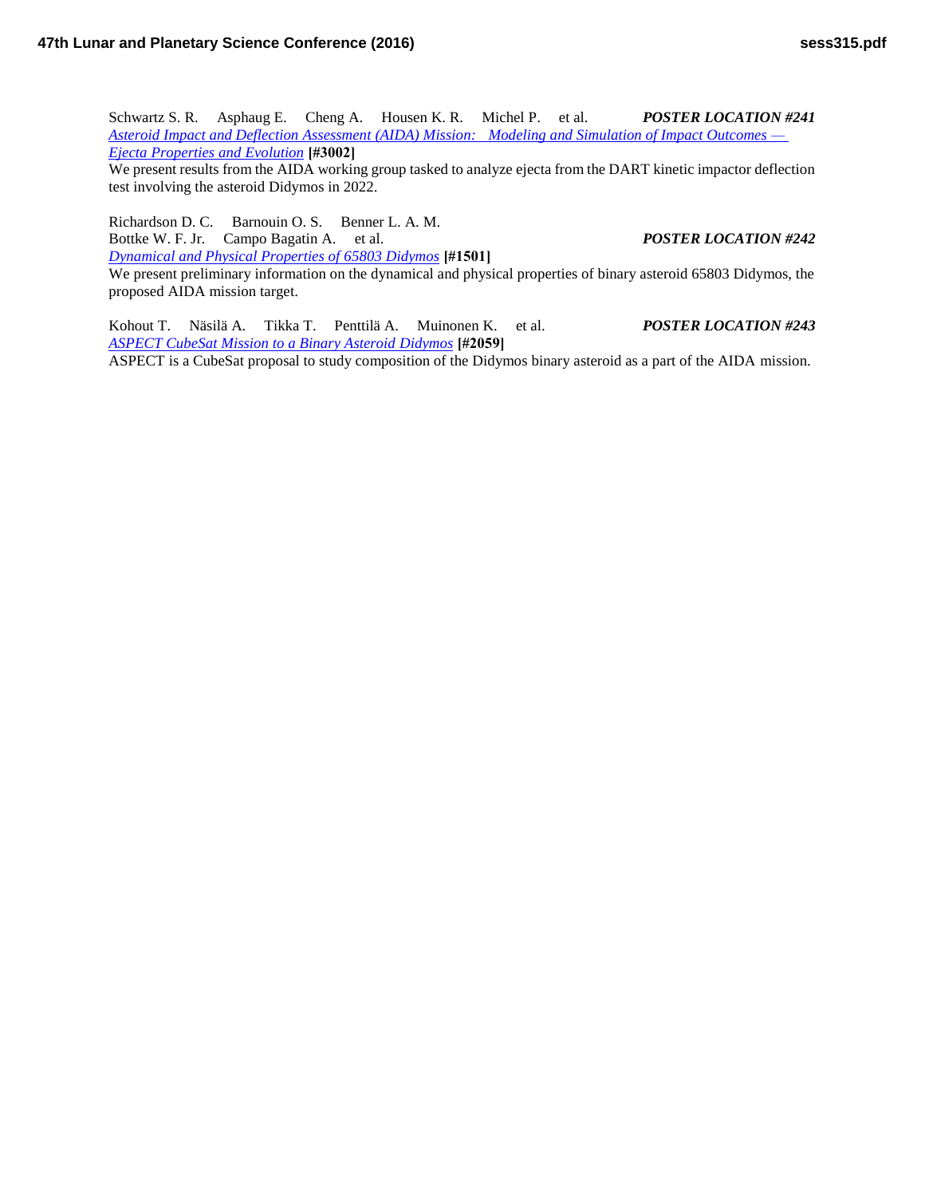Schwartz S. R. Asphaug E. Cheng A. Housen K. R. Michel P. et al. ***POSTER LOCATION #241***
*Asteroid Impact and Deflection Assessment (AIDA) Mission: Modeling and Simulation of Impact Outcomes — Ejecta Properties and Evolution* **[#3002]**
We present results from the AIDA working group tasked to analyze ejecta from the DART kinetic impactor deflection test involving the asteroid Didymos in 2022.

Richardson D. C. Barnouin O. S. Benner L. A. M.
Bottke W. F. Jr. Campo Bagatin A. et al. ***POSTER LOCATION #242***
*Dynamical and Physical Properties of 65803 Didymos* **[#1501]**
We present preliminary information on the dynamical and physical properties of binary asteroid 65803 Didymos, the proposed AIDA mission target.

Kohout T. Näsilä A. Tikka T. Penttilä A. Muinonen K. et al. ***POSTER LOCATION #243***
*ASPECT CubeSat Mission to a Binary Asteroid Didymos* **[#2059]**
ASPECT is a CubeSat proposal to study composition of the Didymos binary asteroid as a part of the AIDA mission.